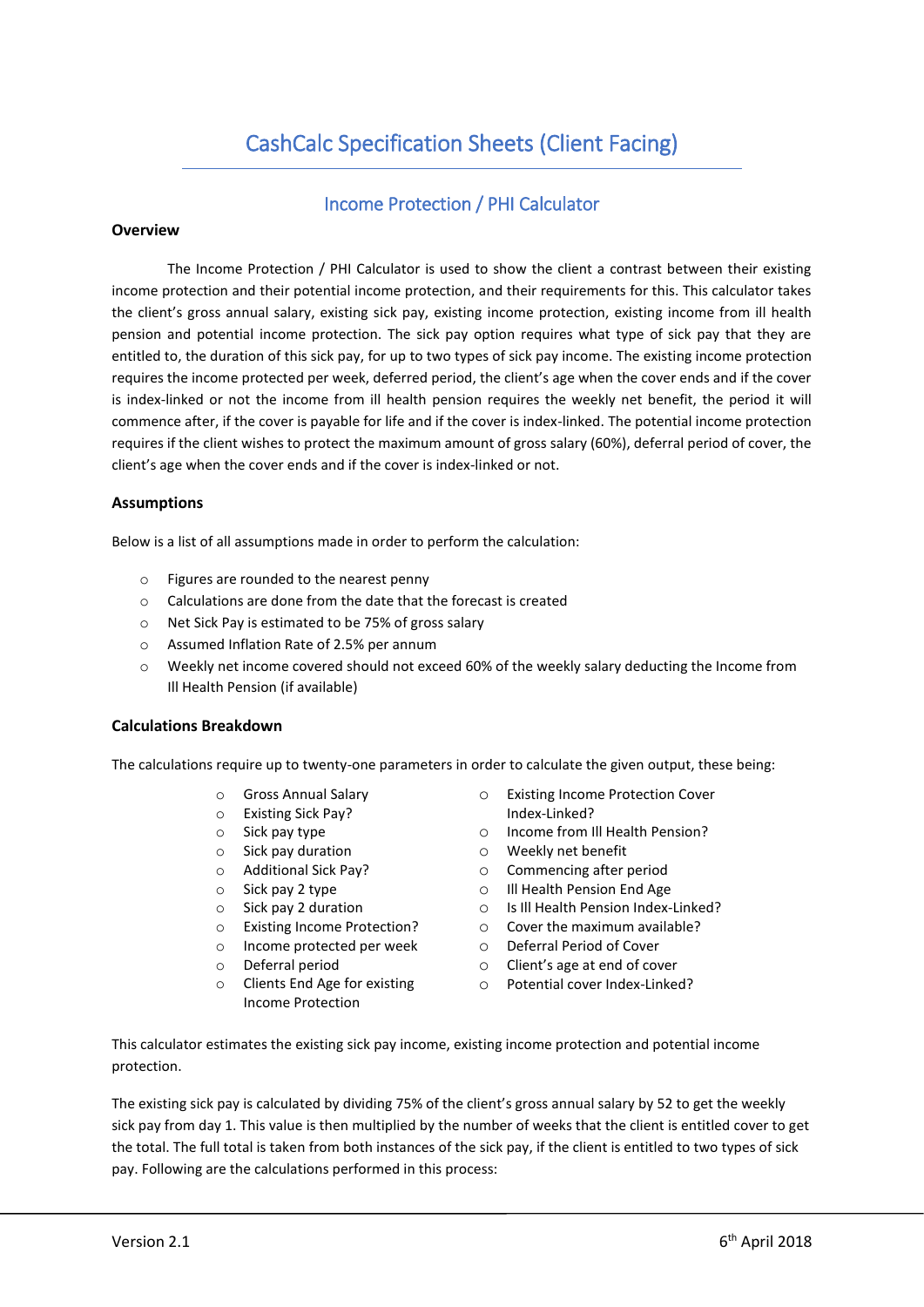# CashCalc Specification Sheets (Client Facing)

## Income Protection / PHI Calculator

**Overview**

The Income Protection / PHI Calculator is used to show the client a contrast between their existing income protection and their potential income protection, and their requirements for this. This calculator takes the client's gross annual salary, existing sick pay, existing income protection, existing income from ill health pension and potential income protection. The sick pay option requires what type of sick pay that they are entitled to, the duration of this sick pay, for up to two types of sick pay income. The existing income protection requires the income protected per week, deferred period, the client's age when the cover ends and if the cover is index-linked or not the income from ill health pension requires the weekly net benefit, the period it will commence after, if the cover is payable for life and if the cover is index-linked. The potential income protection requires if the client wishes to protect the maximum amount of gross salary (60%), deferral period of cover, the client's age when the cover ends and if the cover is index-linked or not.

**Assumptions**

Below is a list of all assumptions made in order to perform the calculation:

- Figures are rounded to the nearest penny
- Calculations are done from the date that the forecast is created
- Net Sick Pay is estimated to be 75% of gross salary
- Assumed Inflation Rate of 2.5% per annum
- Weekly net income covered should not exceed 60% of the weekly salary deducting the Income from Ill Health Pension (if available)

**Calculations Breakdown**

The calculations require up to twenty-one parameters in order to calculate the given output, these being:

- Gross Annual Salary
- Existing Sick Pay?
- Sick pay type
- Sick pay duration
- Additional Sick Pay?
- Sick pay 2 type
- Sick pay 2 duration
- Existing Income Protection?
- Income protected per week
- Deferral period
- Clients End Age for existing Income Protection
- Existing Income Protection Cover Index-Linked?
- Income from Ill Health Pension?
- Weekly net benefit
- Commencing after period
- Ill Health Pension End Age
- Is Ill Health Pension Index-Linked?
- Cover the maximum available?
- Deferral Period of Cover
- Client's age at end of cover
- Potential cover Index-Linked?

This calculator estimates the existing sick pay income, existing income protection and potential income protection.

The existing sick pay is calculated by dividing 75% of the client's gross annual salary by 52 to get the weekly sick pay from day 1. This value is then multiplied by the number of weeks that the client is entitled cover to get the total. The full total is taken from both instances of the sick pay, if the client is entitled to two types of sick pay. Following are the calculations performed in this process: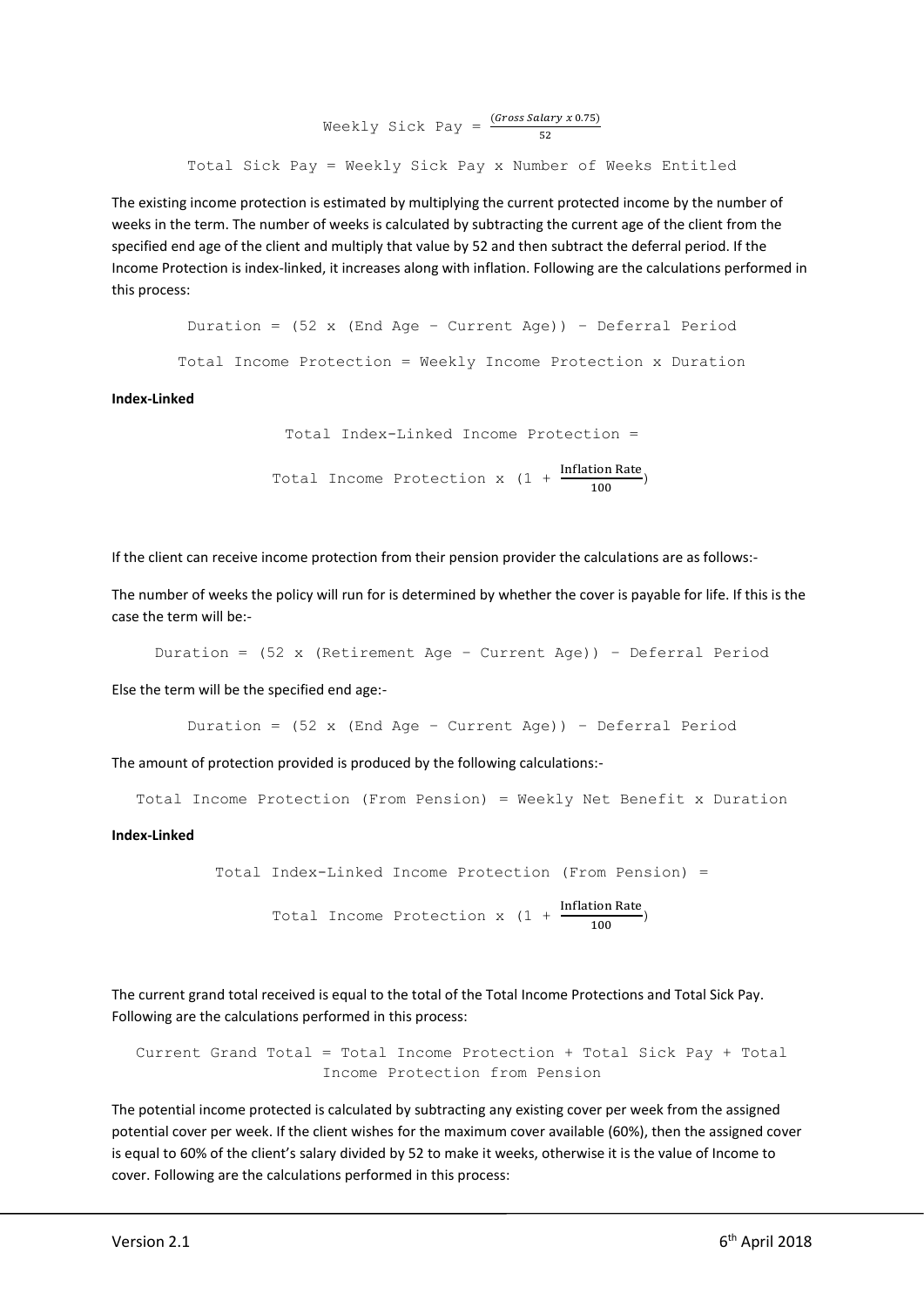$$\text{Weekly Sick Pay} = \frac{(Gross\ Salary\ x\ 0.75)}{52}$$

$$\text{Total Sick Pay} = \text{Weekly Sick Pay x Number of Weeks Entitled}$$

The existing income protection is estimated by multiplying the current protected income by the number of weeks in the term. The number of weeks is calculated by subtracting the current age of the client from the specified end age of the client and multiply that value by 52 and then subtract the deferral period. If the Income Protection is index-linked, it increases along with inflation. Following are the calculations performed in this process:

$$\text{Duration} = (52 \text{ x } (\text{End Age} - \text{Current Age})) - \text{Deferral Period}$$

$$\text{Total Income Protection} = \text{Weekly Income Protection x Duration}$$

**Index-Linked**

$$\text{Total Index-Linked Income Protection} = \text{Total Income Protection x } \left(1 + \frac{\text{Inflation Rate}}{100}\right)$$

If the client can receive income protection from their pension provider the calculations are as follows:-

The number of weeks the policy will run for is determined by whether the cover is payable for life. If this is the case the term will be:-

$$\text{Duration} = (52 \text{ x } (\text{Retirement Age} - \text{Current Age})) - \text{Deferral Period}$$

Else the term will be the specified end age:-

$$\text{Duration} = (52 \text{ x } (\text{End Age} - \text{Current Age})) - \text{Deferral Period}$$

The amount of protection provided is produced by the following calculations:-

$$\text{Total Income Protection (From Pension)} = \text{Weekly Net Benefit x Duration}$$

**Index-Linked**

$$\text{Total Index-Linked Income Protection (From Pension)} = \text{Total Income Protection x } \left(1 + \frac{\text{Inflation Rate}}{100}\right)$$

The current grand total received is equal to the total of the Total Income Protections and Total Sick Pay. Following are the calculations performed in this process:

$$\text{Current Grand Total} = \text{Total Income Protection} + \text{Total Sick Pay} + \text{Total Income Protection from Pension}$$

The potential income protected is calculated by subtracting any existing cover per week from the assigned potential cover per week. If the client wishes for the maximum cover available (60%), then the assigned cover is equal to 60% of the client's salary divided by 52 to make it weeks, otherwise it is the value of Income to cover. Following are the calculations performed in this process: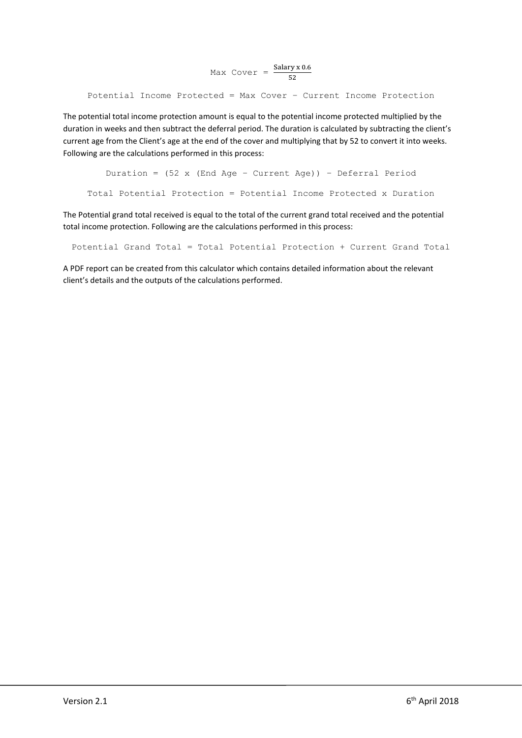$$\text{Max Cover} = \frac{\text{Salary x 0.6}}{52}$$

$$\text{Potential Income Protected} = \text{Max Cover} - \text{Current Income Protection}$$

The potential total income protection amount is equal to the potential income protected multiplied by the duration in weeks and then subtract the deferral period. The duration is calculated by subtracting the client's current age from the Client's age at the end of the cover and multiplying that by 52 to convert it into weeks. Following are the calculations performed in this process:

$$\text{Duration} = (52 \text{ x } (\text{End Age} - \text{Current Age})) - \text{Deferral Period}$$

$$\text{Total Potential Protection} = \text{Potential Income Protected x Duration}$$

The Potential grand total received is equal to the total of the current grand total received and the potential total income protection. Following are the calculations performed in this process:

$$\text{Potential Grand Total} = \text{Total Potential Protection} + \text{Current Grand Total}$$

A PDF report can be created from this calculator which contains detailed information about the relevant client's details and the outputs of the calculations performed.